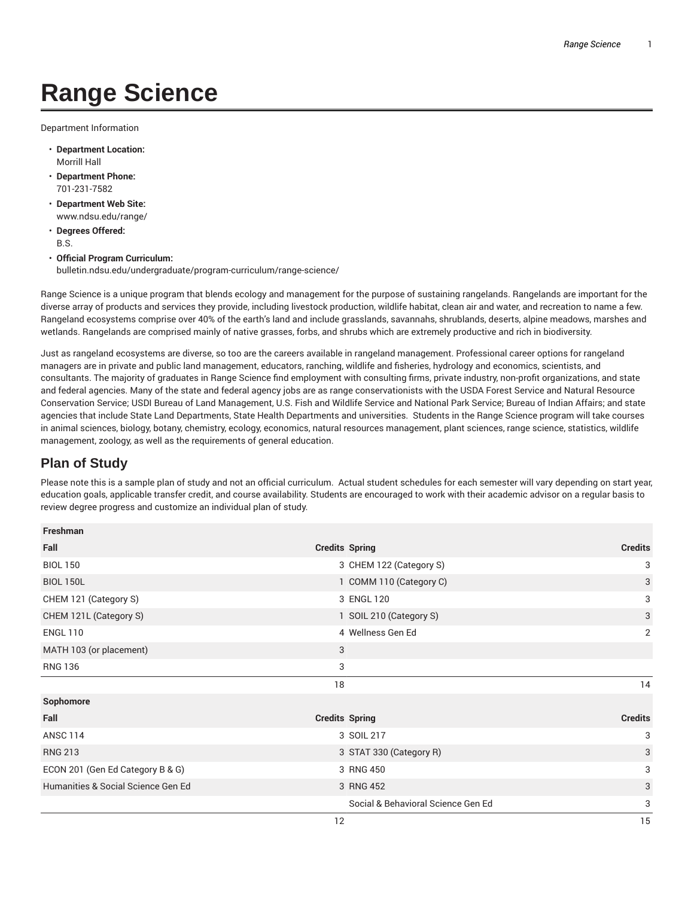# Range Science

Department Information

- **Department Location:**
  Morrill Hall
- **Department Phone:**
  701-231-7582
- **Department Web Site:**
  www.ndsu.edu/range/
- **Degrees Offered:**
  B.S.
- **Official Program Curriculum:**
  bulletin.ndsu.edu/undergraduate/program-curriculum/range-science/

Range Science is a unique program that blends ecology and management for the purpose of sustaining rangelands. Rangelands are important for the diverse array of products and services they provide, including livestock production, wildlife habitat, clean air and water, and recreation to name a few. Rangeland ecosystems comprise over 40% of the earth's land and include grasslands, savannahs, shrublands, deserts, alpine meadows, marshes and wetlands. Rangelands are comprised mainly of native grasses, forbs, and shrubs which are extremely productive and rich in biodiversity.

Just as rangeland ecosystems are diverse, so too are the careers available in rangeland management. Professional career options for rangeland managers are in private and public land management, educators, ranching, wildlife and fisheries, hydrology and economics, scientists, and consultants. The majority of graduates in Range Science find employment with consulting firms, private industry, non-profit organizations, and state and federal agencies. Many of the state and federal agency jobs are as range conservationists with the USDA Forest Service and Natural Resource Conservation Service; USDI Bureau of Land Management, U.S. Fish and Wildlife Service and National Park Service; Bureau of Indian Affairs; and state agencies that include State Land Departments, State Health Departments and universities. Students in the Range Science program will take courses in animal sciences, biology, botany, chemistry, ecology, economics, natural resources management, plant sciences, range science, statistics, wildlife management, zoology, as well as the requirements of general education.

## Plan of Study

Please note this is a sample plan of study and not an official curriculum. Actual student schedules for each semester will vary depending on start year, education goals, applicable transfer credit, and course availability. Students are encouraged to work with their academic advisor on a regular basis to review degree progress and customize an individual plan of study.

| Freshman | | | |
|---|---|---|---|
| **Fall** | **Credits** | **Spring** | **Credits** |
| BIOL 150 | 3 | CHEM 122 (Category S) | 3 |
| BIOL 150L | 1 | COMM 110 (Category C) | 3 |
| CHEM 121 (Category S) | 3 | ENGL 120 | 3 |
| CHEM 121L (Category S) | 1 | SOIL 210 (Category S) | 3 |
| ENGL 110 | 4 | Wellness Gen Ed | 2 |
| MATH 103 (or placement) | 3 | | |
| RNG 136 | 3 | | |
| | 18 | | 14 |
| **Sophomore** | | | |
| **Fall** | **Credits** | **Spring** | **Credits** |
| ANSC 114 | 3 | SOIL 217 | 3 |
| RNG 213 | 3 | STAT 330 (Category R) | 3 |
| ECON 201 (Gen Ed Category B & G) | 3 | RNG 450 | 3 |
| Humanities & Social Science Gen Ed | 3 | RNG 452 | 3 |
| | | Social & Behavioral Science Gen Ed | 3 |
| | 12 | | 15 |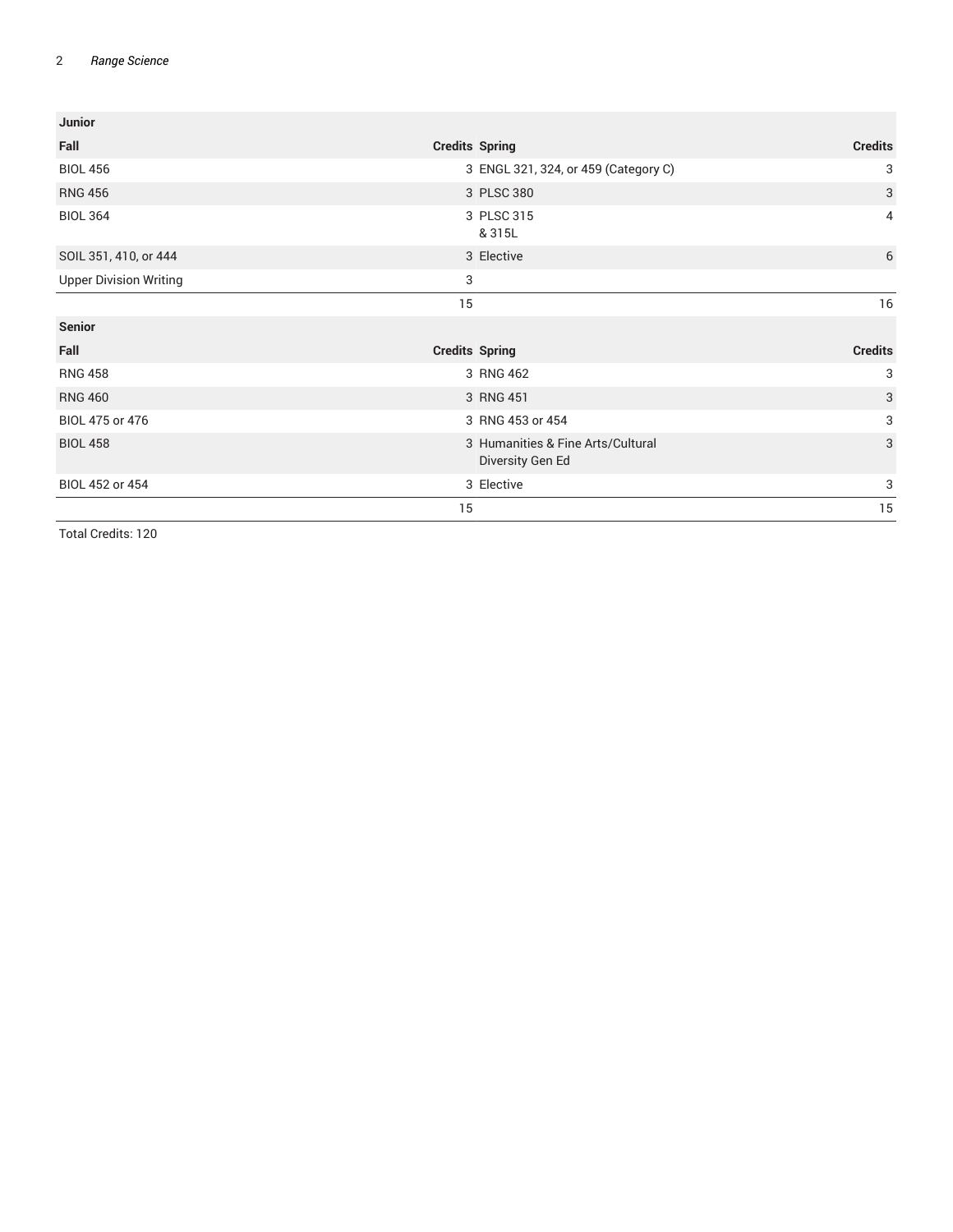| Junior | | | |
|---|---|---|---|
| **Fall** | **Credits** | **Spring** | **Credits** |
| BIOL 456 | 3 | ENGL 321, 324, or 459 (Category C) | 3 |
| RNG 456 | 3 | PLSC 380 | 3 |
| BIOL 364 | 3 | PLSC 315 & 315L | 4 |
| SOIL 351, 410, or 444 | 3 | Elective | 6 |
| Upper Division Writing | 3 | | |
| | 15 | | 16 |

| Senior | | | |
|---|---|---|---|
| **Fall** | **Credits** | **Spring** | **Credits** |
| RNG 458 | 3 | RNG 462 | 3 |
| RNG 460 | 3 | RNG 451 | 3 |
| BIOL 475 or 476 | 3 | RNG 453 or 454 | 3 |
| BIOL 458 | 3 | Humanities & Fine Arts/Cultural Diversity Gen Ed | 3 |
| BIOL 452 or 454 | 3 | Elective | 3 |
| | 15 | | 15 |

Total Credits: 120